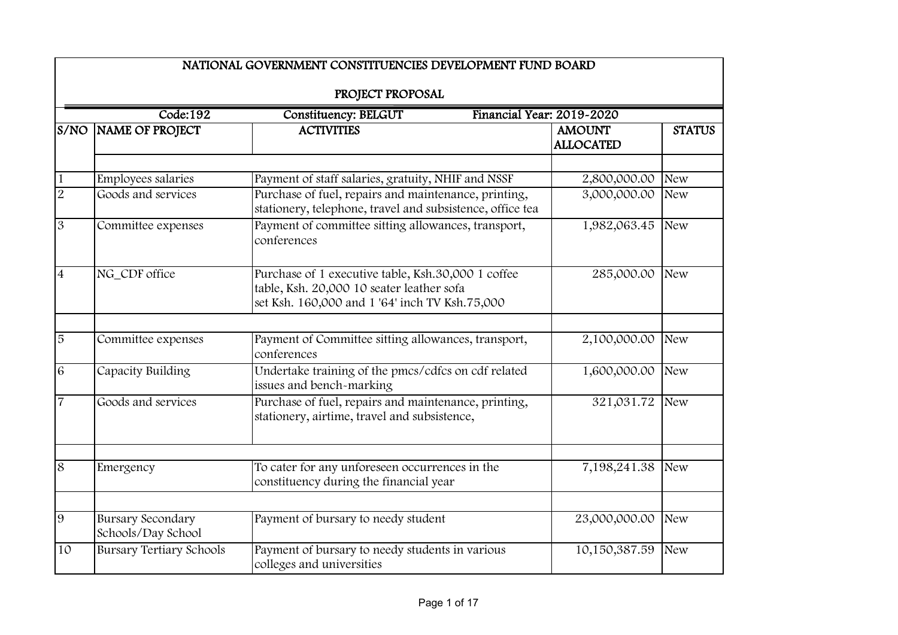# NATIONAL GOVERNMENT CONSTITUENCIES DEVELOPMENT FUND BOARD

## PROJECT PROPOSAL

Code:192 | Constituency: BELGUT | Financial Year: 2019-2020

| S/NO | NAME OF PROJECT | ACTIVITIES | AMOUNT ALLOCATED | STATUS |
|---|---|---|---|---|
| | | | | |
| 1 | Employees salaries | Payment of staff salaries, gratuity, NHIF and NSSF | 2,800,000.00 | New |
| 2 | Goods and services | Purchase of fuel, repairs and maintenance, printing, stationery, telephone, travel and subsistence, office tea | 3,000,000.00 | New |
| 3 | Committee expenses | Payment of committee sitting allowances, transport, conferences | 1,982,063.45 | New |
| 4 | NG_CDF office | Purchase of 1 executive table, Ksh.30,000 1 coffee table, Ksh. 20,000 10 seater leather sofa set Ksh. 160,000 and 1 '64' inch TV Ksh.75,000 | 285,000.00 | New |
| | | | | |
| 5 | Committee expenses | Payment of Committee sitting allowances, transport, conferences | 2,100,000.00 | New |
| 6 | Capacity Building | Undertake training of the pmcs/cdfcs on cdf related issues and bench-marking | 1,600,000.00 | New |
| 7 | Goods and services | Purchase of fuel, repairs and maintenance, printing, stationery, airtime, travel and subsistence, | 321,031.72 | New |
| | | | | |
| 8 | Emergency | To cater for any unforeseen occurrences in the constituency during the financial year | 7,198,241.38 | New |
| | | | | |
| 9 | Bursary Secondary Schools/Day School | Payment of bursary to needy student | 23,000,000.00 | New |
| 10 | Bursary Tertiary Schools | Payment of bursary to needy students in various colleges and universities | 10,150,387.59 | New |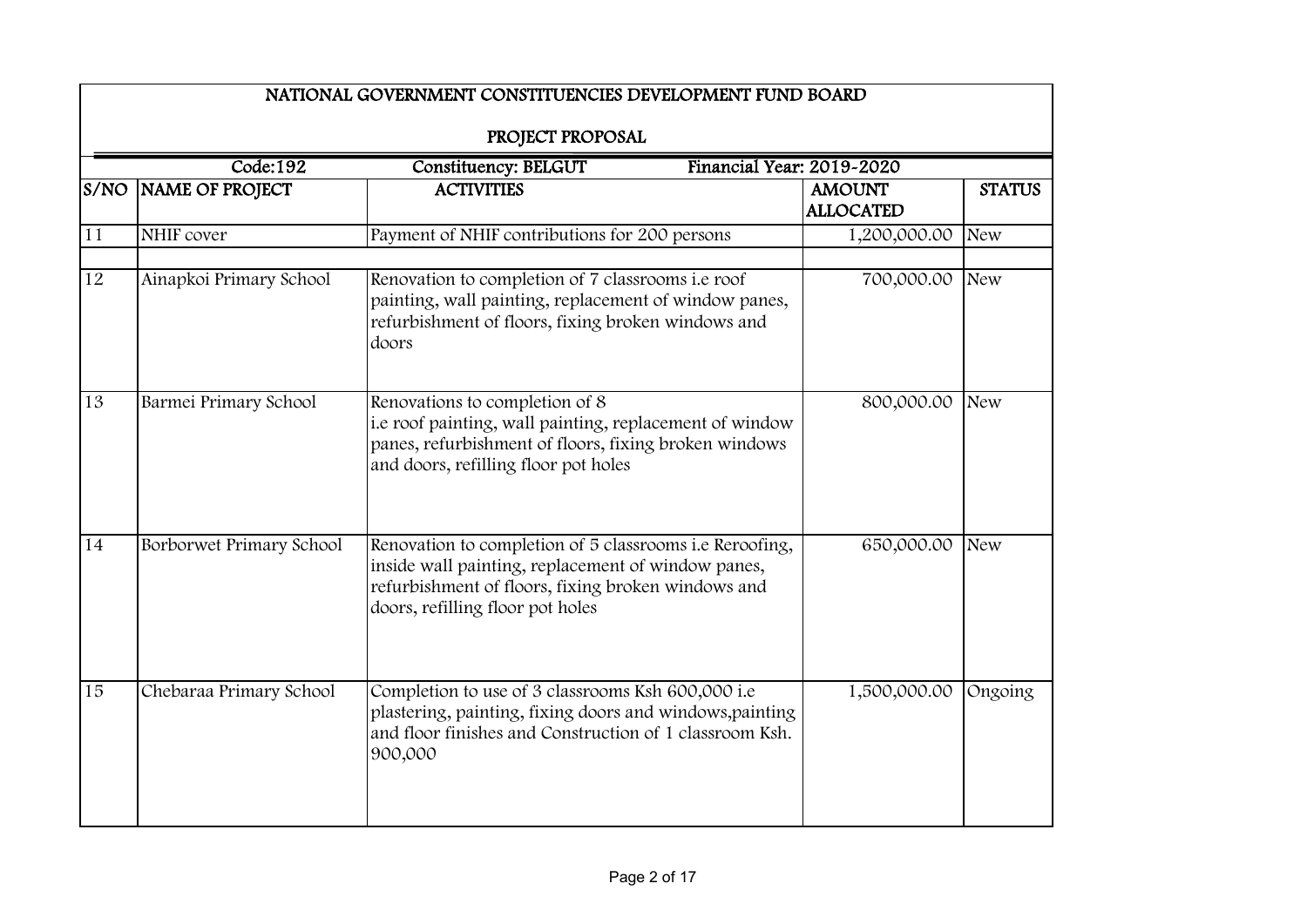## NATIONAL GOVERNMENT CONSTITUENCIES DEVELOPMENT FUND BOARD

### PROJECT PROPOSAL

**Code:192** **Constituency: BELGUT** **Financial Year: 2019-2020**

| S/NO | NAME OF PROJECT | ACTIVITIES | AMOUNT ALLOCATED | STATUS |
|---|---|---|---|---|
| 11 | NHIF cover | Payment of NHIF contributions for 200 persons | 1,200,000.00 | New |
| 12 | Ainapkoi Primary School | Renovation to completion of 7 classrooms i.e roof painting, wall painting, replacement of window panes, refurbishment of floors, fixing broken windows and doors | 700,000.00 | New |
| 13 | Barmei Primary School | Renovations to completion of 8 i.e roof painting, wall painting, replacement of window panes, refurbishment of floors, fixing broken windows and doors, refilling floor pot holes | 800,000.00 | New |
| 14 | Borborwet Primary School | Renovation to completion of 5 classrooms i.e Reroofing, inside wall painting, replacement of window panes, refurbishment of floors, fixing broken windows and doors, refilling floor pot holes | 650,000.00 | New |
| 15 | Chebaraa Primary School | Completion to use of 3 classrooms Ksh 600,000 i.e plastering, painting, fixing doors and windows,painting and floor finishes and Construction of 1 classroom Ksh. 900,000 | 1,500,000.00 | Ongoing |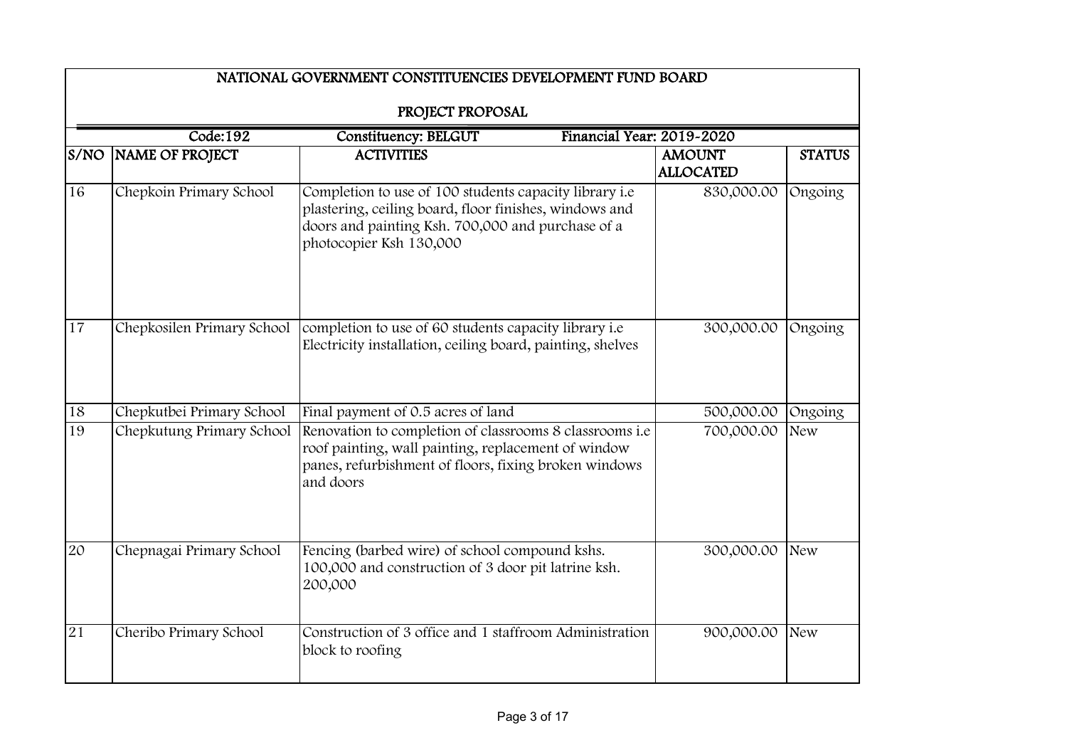## NATIONAL GOVERNMENT CONSTITUENCIES DEVELOPMENT FUND BOARD

### PROJECT PROPOSAL

Code:192 | Constituency: BELGUT | Financial Year: 2019-2020

| S/NO | NAME OF PROJECT | ACTIVITIES | AMOUNT ALLOCATED | STATUS |
|---|---|---|---|---|
| 16 | Chepkoin Primary School | Completion to use of 100 students capacity library i.e plastering, ceiling board, floor finishes, windows and doors and painting Ksh. 700,000 and purchase of a photocopier Ksh 130,000 | 830,000.00 | Ongoing |
| 17 | Chepkosilen Primary School | completion to use of 60 students capacity library i.e Electricity installation, ceiling board, painting, shelves | 300,000.00 | Ongoing |
| 18 | Chepkutbei Primary School | Final payment of 0.5 acres of land | 500,000.00 | Ongoing |
| 19 | Chepkutung Primary School | Renovation to completion of classrooms 8 classrooms i.e roof painting, wall painting, replacement of window panes, refurbishment of floors, fixing broken windows and doors | 700,000.00 | New |
| 20 | Chepnagai Primary School | Fencing (barbed wire) of school compound kshs. 100,000 and construction of 3 door pit latrine ksh. 200,000 | 300,000.00 | New |
| 21 | Cheribo Primary School | Construction of 3 office and 1 staffroom Administration block to roofing | 900,000.00 | New |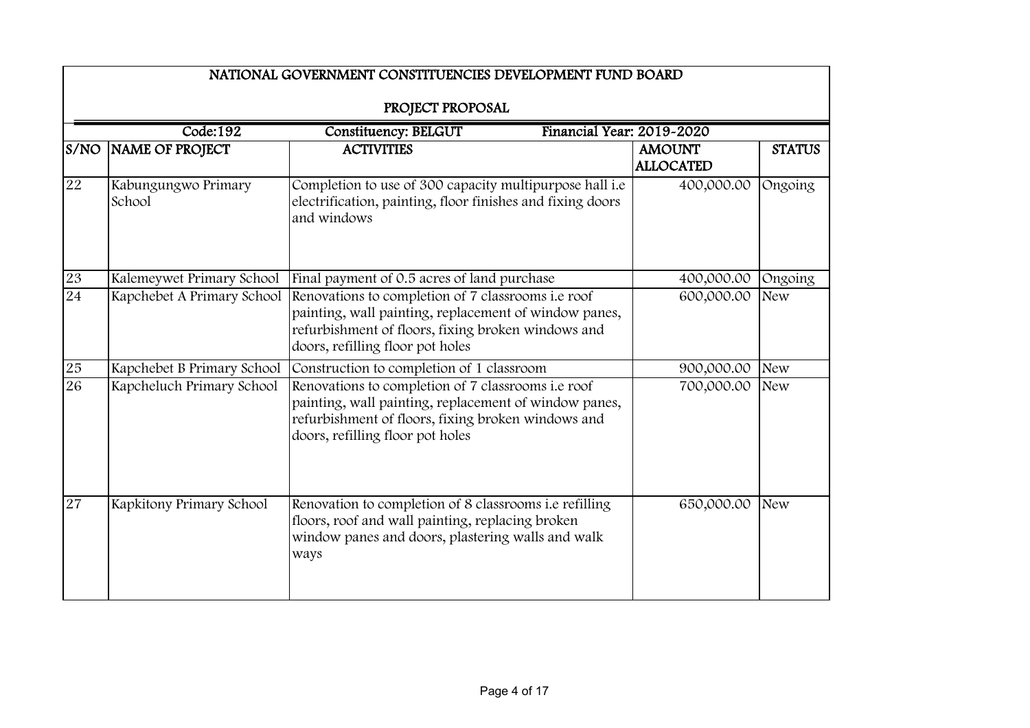## NATIONAL GOVERNMENT CONSTITUENCIES DEVELOPMENT FUND BOARD

### PROJECT PROPOSAL

**Code:192** **Constituency: BELGUT** **Financial Year: 2019-2020**

| S/NO | NAME OF PROJECT | ACTIVITIES | AMOUNT ALLOCATED | STATUS |
|---|---|---|---|---|
| 22 | Kabungungwo Primary School | Completion to use of 300 capacity multipurpose hall i.e electrification, painting, floor finishes and fixing doors and windows | 400,000.00 | Ongoing |
| 23 | Kalemeywet Primary School | Final payment of 0.5 acres of land purchase | 400,000.00 | Ongoing |
| 24 | Kapchebet A Primary School | Renovations to completion of 7 classrooms i.e roof painting, wall painting, replacement of window panes, refurbishment of floors, fixing broken windows and doors, refilling floor pot holes | 600,000.00 | New |
| 25 | Kapchebet B Primary School | Construction to completion of 1 classroom | 900,000.00 | New |
| 26 | Kapcheluch Primary School | Renovations to completion of 7 classrooms i.e roof painting, wall painting, replacement of window panes, refurbishment of floors, fixing broken windows and doors, refilling floor pot holes | 700,000.00 | New |
| 27 | Kapkitony Primary School | Renovation to completion of 8 classrooms i.e refilling floors, roof and wall painting, replacing broken window panes and doors, plastering walls and walk ways | 650,000.00 | New |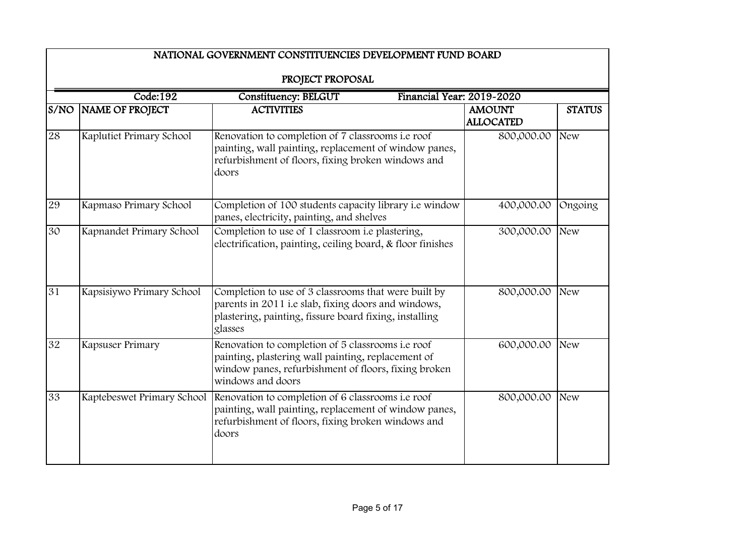# NATIONAL GOVERNMENT CONSTITUENCIES DEVELOPMENT FUND BOARD

## PROJECT PROPOSAL

Code:192 | Constituency: BELGUT | Financial Year: 2019-2020

| S/NO | NAME OF PROJECT | ACTIVITIES | AMOUNT ALLOCATED | STATUS |
|---|---|---|---|---|
| 28 | Kaplutiet Primary School | Renovation to completion of 7 classrooms i.e roof painting, wall painting, replacement of window panes, refurbishment of floors, fixing broken windows and doors | 800,000.00 | New |
| 29 | Kapmaso Primary School | Completion of 100 students capacity library i.e window panes, electricity, painting, and shelves | 400,000.00 | Ongoing |
| 30 | Kapnandet Primary School | Completion to use of 1 classroom i.e plastering, electrification, painting, ceiling board, & floor finishes | 300,000.00 | New |
| 31 | Kapsisiywo Primary School | Completion to use of 3 classrooms that were built by parents in 2011 i.e slab, fixing doors and windows, plastering, painting, fissure board fixing, installing glasses | 800,000.00 | New |
| 32 | Kapsuser Primary | Renovation to completion of 5 classrooms i.e roof painting, plastering wall painting, replacement of window panes, refurbishment of floors, fixing broken windows and doors | 600,000.00 | New |
| 33 | Kaptebeswet Primary School | Renovation to completion of 6 classrooms i.e roof painting, wall painting, replacement of window panes, refurbishment of floors, fixing broken windows and doors | 800,000.00 | New |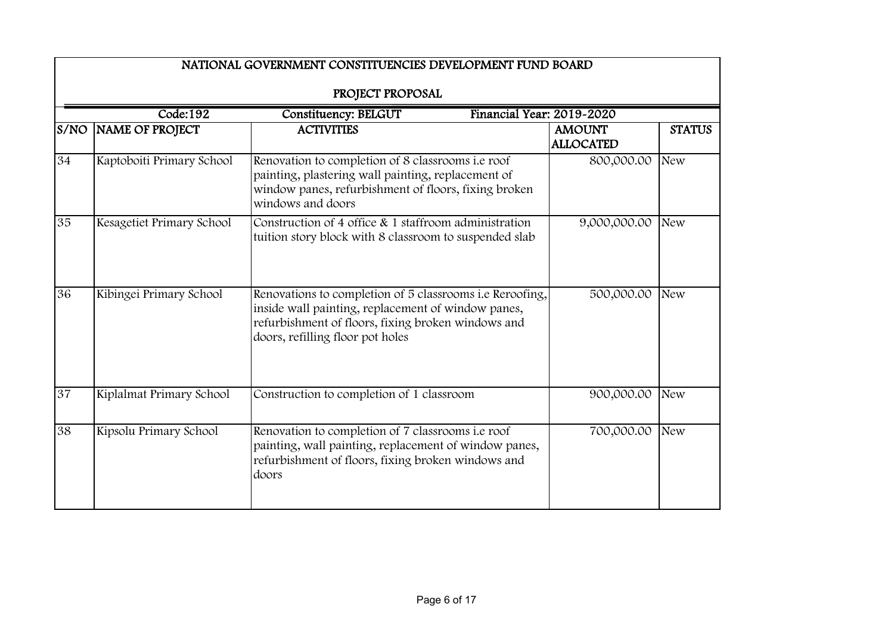# NATIONAL GOVERNMENT CONSTITUENCIES DEVELOPMENT FUND BOARD

## PROJECT PROPOSAL

Code:192 | Constituency: BELGUT | Financial Year: 2019-2020

| S/NO | NAME OF PROJECT | ACTIVITIES | AMOUNT ALLOCATED | STATUS |
|---|---|---|---|---|
| 34 | Kaptoboiti Primary School | Renovation to completion of 8 classrooms i.e roof painting, plastering wall painting, replacement of window panes, refurbishment of floors, fixing broken windows and doors | 800,000.00 | New |
| 35 | Kesagetiet Primary School | Construction of 4 office & 1 staffroom administration tuition story block with 8 classroom to suspended slab | 9,000,000.00 | New |
| 36 | Kibingei Primary School | Renovations to completion of 5 classrooms i.e Reroofing, inside wall painting, replacement of window panes, refurbishment of floors, fixing broken windows and doors, refilling floor pot holes | 500,000.00 | New |
| 37 | Kiplalmat Primary School | Construction to completion of 1 classroom | 900,000.00 | New |
| 38 | Kipsolu Primary School | Renovation to completion of 7 classrooms i.e roof painting, wall painting, replacement of window panes, refurbishment of floors, fixing broken windows and doors | 700,000.00 | New |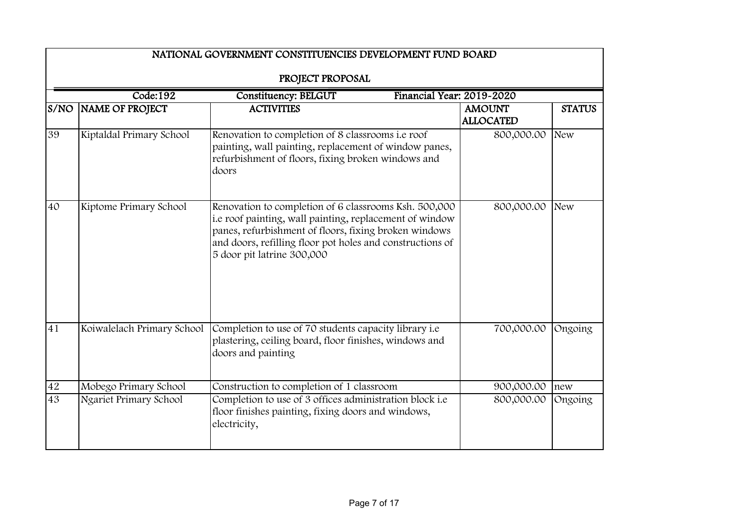# NATIONAL GOVERNMENT CONSTITUENCIES DEVELOPMENT FUND BOARD

## PROJECT PROPOSAL

Code:192 | Constituency: BELGUT | Financial Year: 2019-2020

| S/NO | NAME OF PROJECT | ACTIVITIES | AMOUNT ALLOCATED | STATUS |
|---|---|---|---|---|
| 39 | Kiptaldal Primary School | Renovation to completion of 8 classrooms i.e roof painting, wall painting, replacement of window panes, refurbishment of floors, fixing broken windows and doors | 800,000.00 | New |
| 40 | Kiptome Primary School | Renovation to completion of 6 classrooms Ksh. 500,000 i.e roof painting, wall painting, replacement of window panes, refurbishment of floors, fixing broken windows and doors, refilling floor pot holes and constructions of 5 door pit latrine 300,000 | 800,000.00 | New |
| 41 | Koiwalelach Primary School | Completion to use of 70 students capacity library i.e plastering, ceiling board, floor finishes, windows and doors and painting | 700,000.00 | Ongoing |
| 42 | Mobego Primary School | Construction to completion of 1 classroom | 900,000.00 | new |
| 43 | Ngariet Primary School | Completion to use of 3 offices administration block i.e floor finishes painting, fixing doors and windows, electricity, | 800,000.00 | Ongoing |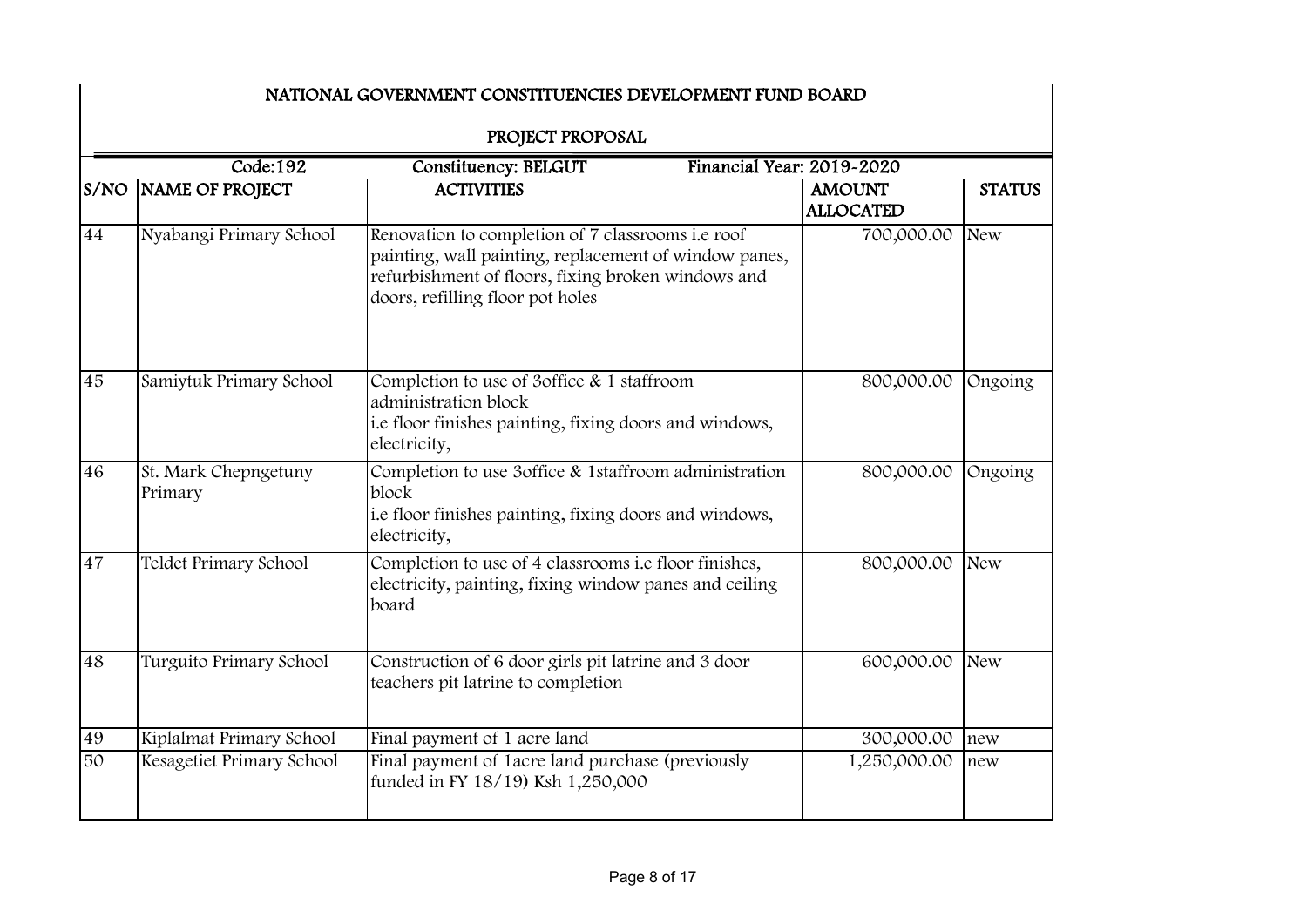# NATIONAL GOVERNMENT CONSTITUENCIES DEVELOPMENT FUND BOARD

## PROJECT PROPOSAL

Code:192 | Constituency: BELGUT | Financial Year: 2019-2020

| S/NO | NAME OF PROJECT | ACTIVITIES | AMOUNT ALLOCATED | STATUS |
|---|---|---|---|---|
| 44 | Nyabangi Primary School | Renovation to completion of 7 classrooms i.e roof painting, wall painting, replacement of window panes, refurbishment of floors, fixing broken windows and doors, refilling floor pot holes | 700,000.00 | New |
| 45 | Samiytuk Primary School | Completion to use of 3office & 1 staffroom administration block i.e floor finishes painting, fixing doors and windows, electricity, | 800,000.00 | Ongoing |
| 46 | St. Mark Chepngetuny Primary | Completion to use 3office & 1staffroom administration block i.e floor finishes painting, fixing doors and windows, electricity, | 800,000.00 | Ongoing |
| 47 | Teldet Primary School | Completion to use of 4 classrooms i.e floor finishes, electricity, painting, fixing window panes and ceiling board | 800,000.00 | New |
| 48 | Turguito Primary School | Construction of 6 door girls pit latrine and 3 door teachers pit latrine to completion | 600,000.00 | New |
| 49 | Kiplalmat Primary School | Final payment of 1 acre land | 300,000.00 | new |
| 50 | Kesagetiet Primary School | Final payment of 1acre land purchase (previously funded in FY 18/19) Ksh 1,250,000 | 1,250,000.00 | new |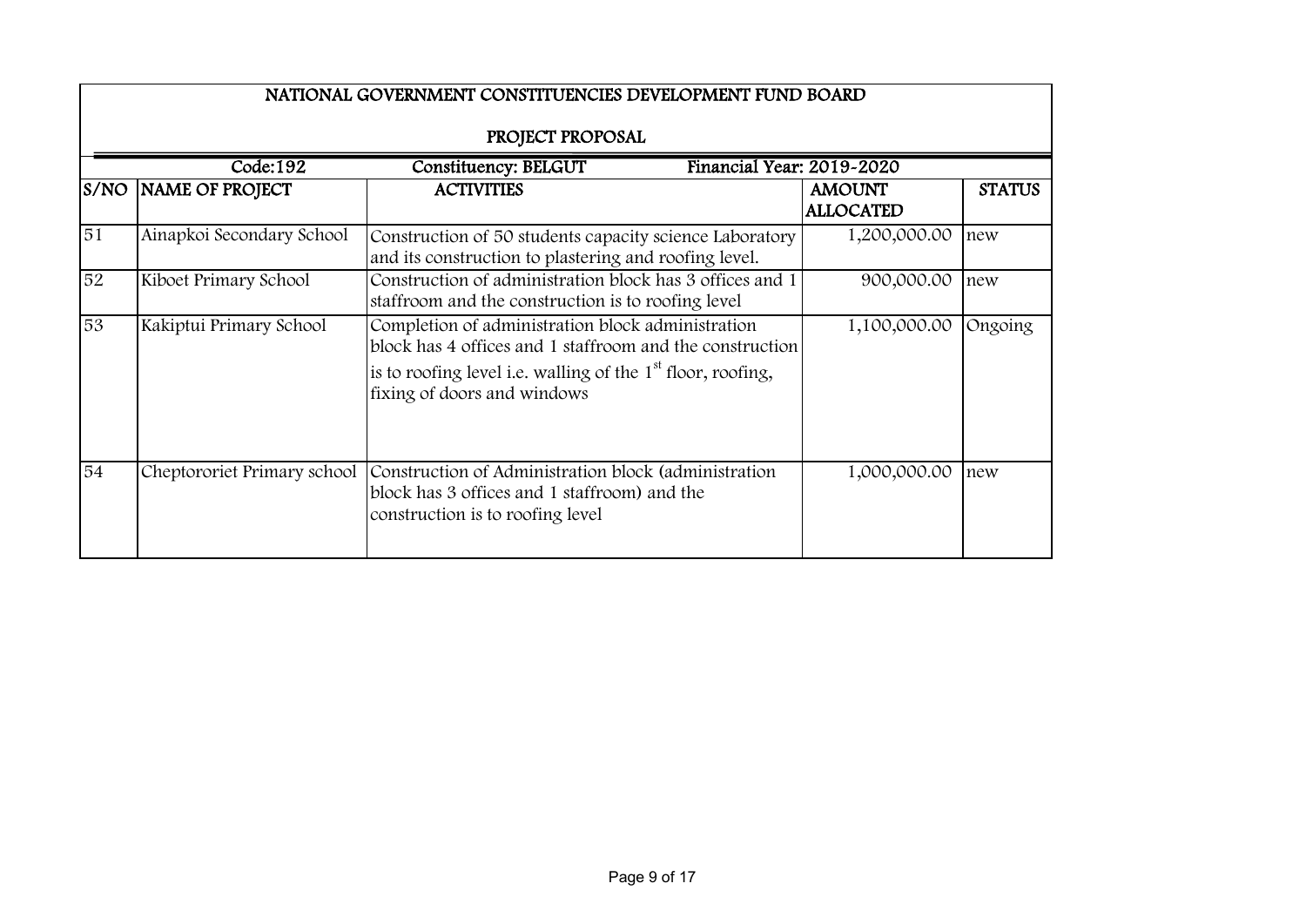# NATIONAL GOVERNMENT CONSTITUENCIES DEVELOPMENT FUND BOARD

## PROJECT PROPOSAL

Code:192 Constituency: BELGUT Financial Year: 2019-2020

| S/NO | NAME OF PROJECT | ACTIVITIES | AMOUNT ALLOCATED | STATUS |
|---|---|---|---|---|
| 51 | Ainapkoi Secondary School | Construction of 50 students capacity science Laboratory and its construction to plastering and roofing level. | 1,200,000.00 | new |
| 52 | Kiboet Primary School | Construction of administration block has 3 offices and 1 staffroom and the construction is to roofing level | 900,000.00 | new |
| 53 | Kakiptui Primary School | Completion of administration block administration block has 4 offices and 1 staffroom and the construction is to roofing level i.e. walling of the 1st floor, roofing, fixing of doors and windows | 1,100,000.00 | Ongoing |
| 54 | Cheptororiet Primary school | Construction of Administration block (administration block has 3 offices and 1 staffroom) and the construction is to roofing level | 1,000,000.00 | new |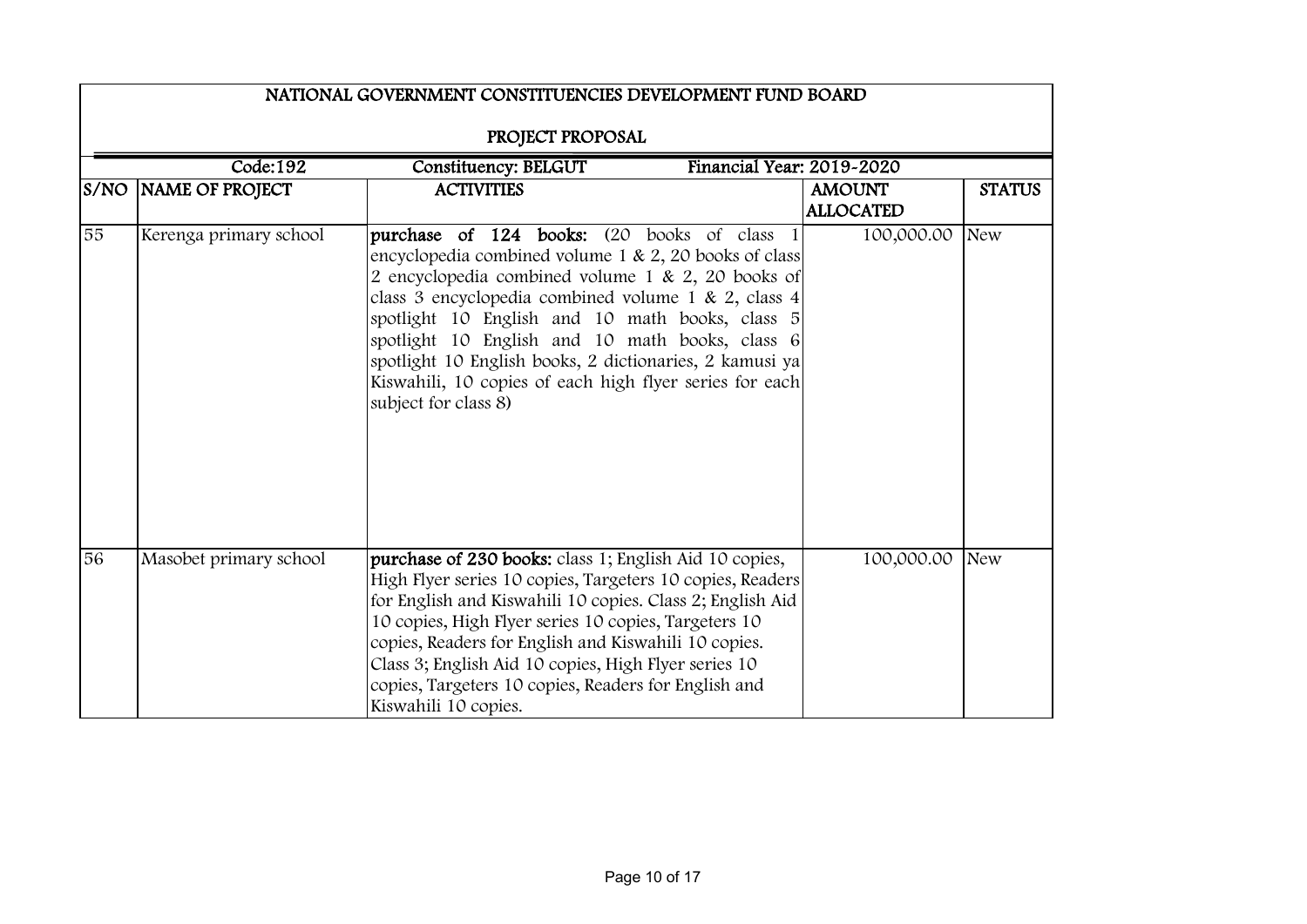## NATIONAL GOVERNMENT CONSTITUENCIES DEVELOPMENT FUND BOARD

### PROJECT PROPOSAL

| Code:192 | | Constituency: BELGUT | Financial Year: 2019-2020 | |
|---|---|---|---|---|
| **S/NO** | **NAME OF PROJECT** | **ACTIVITIES** | **AMOUNT ALLOCATED** | **STATUS** |
| 55 | Kerenga primary school | **purchase of 124 books:** (20 books of class 1 encyclopedia combined volume 1 & 2, 20 books of class 2 encyclopedia combined volume 1 & 2, 20 books of class 3 encyclopedia combined volume 1 & 2, class 4 spotlight 10 English and 10 math books, class 5 spotlight 10 English and 10 math books, class 6 spotlight 10 English books, 2 dictionaries, 2 kamusi ya Kiswahili, 10 copies of each high flyer series for each subject for class 8) | 100,000.00 | New |
| 56 | Masobet primary school | **purchase of 230 books:** class 1; English Aid 10 copies, High Flyer series 10 copies, Targeters 10 copies, Readers for English and Kiswahili 10 copies. Class 2; English Aid 10 copies, High Flyer series 10 copies, Targeters 10 copies, Readers for English and Kiswahili 10 copies. Class 3; English Aid 10 copies, High Flyer series 10 copies, Targeters 10 copies, Readers for English and Kiswahili 10 copies. | 100,000.00 | New |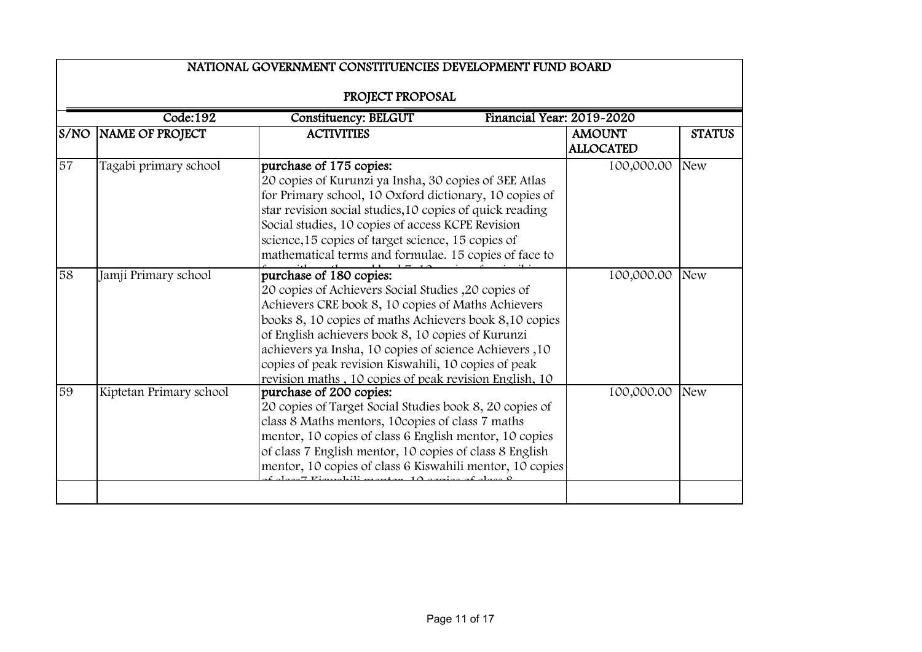# NATIONAL GOVERNMENT CONSTITUENCIES DEVELOPMENT FUND BOARD

## PROJECT PROPOSAL

Code:192 | Constituency: BELGUT | Financial Year: 2019-2020

| S/NO | NAME OF PROJECT | ACTIVITIES | AMOUNT ALLOCATED | STATUS |
|---|---|---|---|---|
| 57 | Tagabi primary school | purchase of 175 copies: 20 copies of Kurunzi ya Insha, 30 copies of 3EE Atlas for Primary school, 10 Oxford dictionary, 10 copies of star revision social studies,10 copies of quick reading Social studies, 10 copies of access KCPE Revision science,15 copies of target science, 15 copies of mathematical terms and formulae. 15 copies of face to | 100,000.00 | New |
| 58 | Jamji Primary school | purchase of 180 copies: 20 copies of Achievers Social Studies ,20 copies of Achievers CRE book 8, 10 copies of Maths Achievers books 8, 10 copies of maths Achievers book 8,10 copies of English achievers book 8, 10 copies of Kurunzi achievers ya Insha, 10 copies of science Achievers ,10 copies of peak revision Kiswahili, 10 copies of peak revision maths , 10 copies of peak revision English, 10 | 100,000.00 | New |
| 59 | Kiptetan Primary school | purchase of 200 copies: 20 copies of Target Social Studies book 8, 20 copies of class 8 Maths mentors, 10copies of class 7 maths mentor, 10 copies of class 6 English mentor, 10 copies of class 7 English mentor, 10 copies of class 8 English mentor, 10 copies of class 6 Kiswahili mentor, 10 copies | 100,000.00 | New |
| | | | | |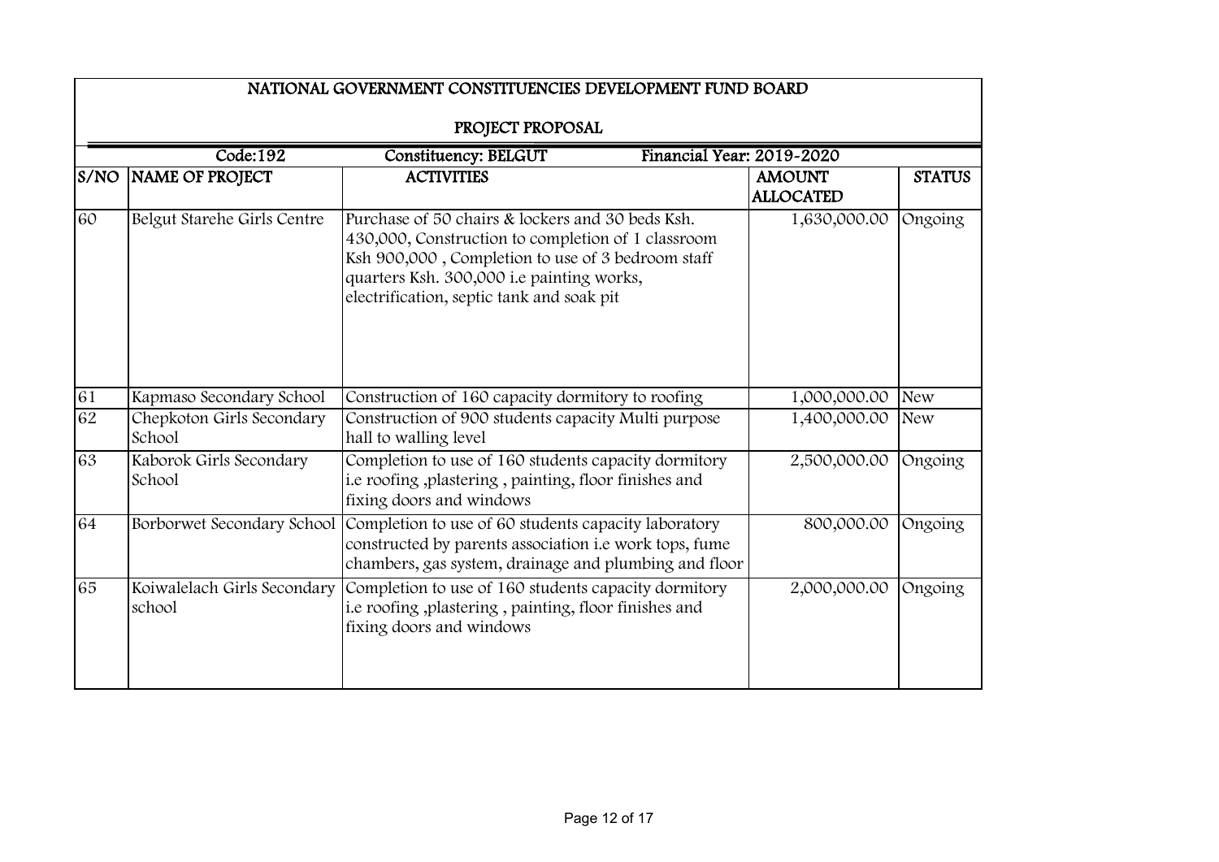## NATIONAL GOVERNMENT CONSTITUENCIES DEVELOPMENT FUND BOARD

### PROJECT PROPOSAL

| Code:192 | Constituency: BELGUT | Financial Year: 2019-2020 | | |
|---|---|---|---|---|
| **S/NO** | **NAME OF PROJECT** | **ACTIVITIES** | **AMOUNT ALLOCATED** | **STATUS** |
| 60 | Belgut Starehe Girls Centre | Purchase of 50 chairs & lockers and 30 beds Ksh. 430,000, Construction to completion of 1 classroom Ksh 900,000 , Completion to use of 3 bedroom staff quarters Ksh. 300,000 i.e painting works, electrification, septic tank and soak pit | 1,630,000.00 | Ongoing |
| 61 | Kapmaso Secondary School | Construction of 160 capacity dormitory to roofing | 1,000,000.00 | New |
| 62 | Chepkoton Girls Secondary School | Construction of 900 students capacity Multi purpose hall to walling level | 1,400,000.00 | New |
| 63 | Kaborok Girls Secondary School | Completion to use of 160 students capacity dormitory i.e roofing ,plastering , painting, floor finishes and fixing doors and windows | 2,500,000.00 | Ongoing |
| 64 | Borborwet Secondary School | Completion to use of 60 students capacity laboratory constructed by parents association i.e work tops, fume chambers, gas system, drainage and plumbing and floor | 800,000.00 | Ongoing |
| 65 | Koiwalelach Girls Secondary school | Completion to use of 160 students capacity dormitory i.e roofing ,plastering , painting, floor finishes and fixing doors and windows | 2,000,000.00 | Ongoing |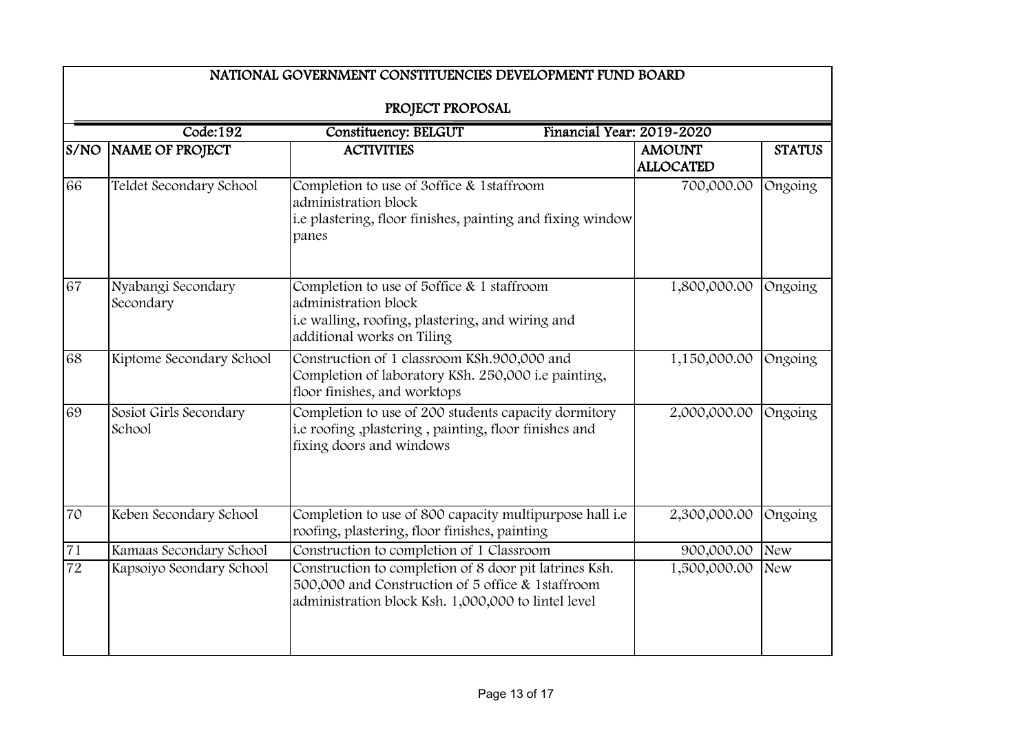# NATIONAL GOVERNMENT CONSTITUENCIES DEVELOPMENT FUND BOARD

## PROJECT PROPOSAL

| Code:192 | | Constituency: BELGUT | Financial Year: 2019-2020 | |
|---|---|---|---|---|
| **S/NO** | **NAME OF PROJECT** | **ACTIVITIES** | **AMOUNT ALLOCATED** | **STATUS** |
| 66 | Teldet Secondary School | Completion to use of 3office & 1staffroom administration block i.e plastering, floor finishes, painting and fixing window panes | 700,000.00 | Ongoing |
| 67 | Nyabangi Secondary Secondary | Completion to use of 5office & 1 staffroom administration block i.e walling, roofing, plastering, and wiring and additional works on Tiling | 1,800,000.00 | Ongoing |
| 68 | Kiptome Secondary School | Construction of 1 classroom KSh.900,000 and Completion of laboratory KSh. 250,000 i.e painting, floor finishes, and worktops | 1,150,000.00 | Ongoing |
| 69 | Sosiot Girls Secondary School | Completion to use of 200 students capacity dormitory i.e roofing ,plastering , painting, floor finishes and fixing doors and windows | 2,000,000.00 | Ongoing |
| 70 | Keben Secondary School | Completion to use of 800 capacity multipurpose hall i.e roofing, plastering, floor finishes, painting | 2,300,000.00 | Ongoing |
| 71 | Kamaas Secondary School | Construction to completion of 1 Classroom | 900,000.00 | New |
| 72 | Kapsoiyo Seondary School | Construction to completion of 8 door pit latrines Ksh. 500,000 and Construction of 5 office & 1staffroom administration block Ksh. 1,000,000 to lintel level | 1,500,000.00 | New |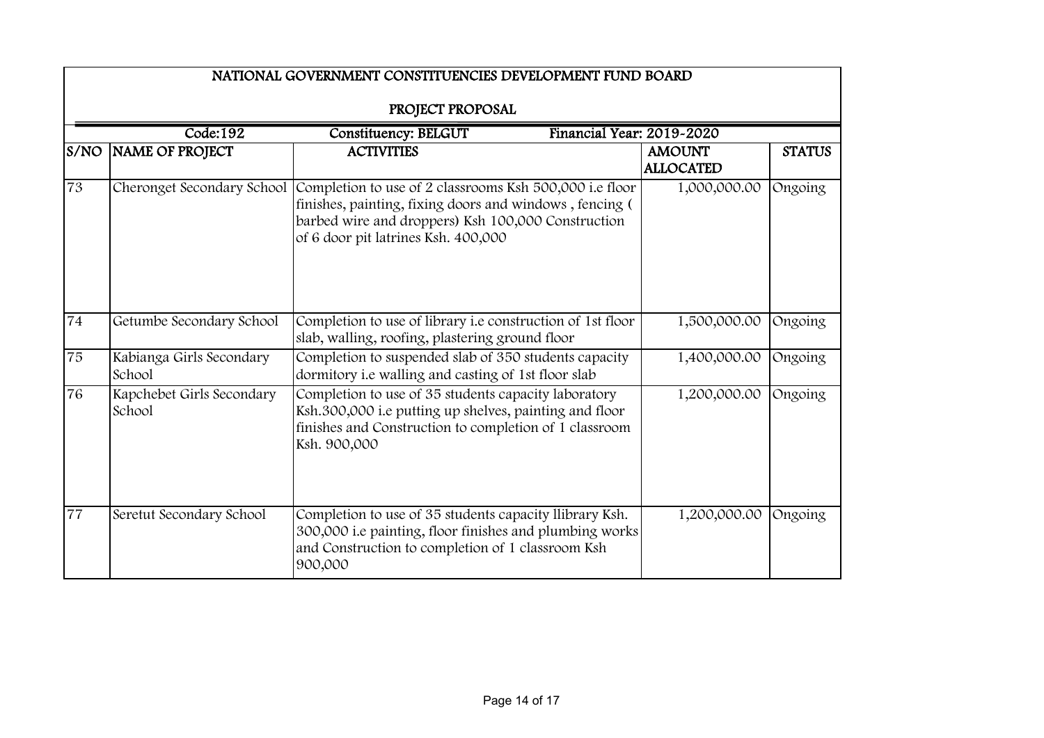# NATIONAL GOVERNMENT CONSTITUENCIES DEVELOPMENT FUND BOARD

## PROJECT PROPOSAL

Code:192 | Constituency: BELGUT | Financial Year: 2019-2020

| S/NO | NAME OF PROJECT | ACTIVITIES | AMOUNT ALLOCATED | STATUS |
|---|---|---|---|---|
| 73 | Cheronget Secondary School | Completion to use of 2 classrooms Ksh 500,000 i.e floor finishes, painting, fixing doors and windows , fencing ( barbed wire and droppers) Ksh 100,000 Construction of 6 door pit latrines Ksh. 400,000 | 1,000,000.00 | Ongoing |
| 74 | Getumbe Secondary School | Completion to use of library i.e construction of 1st floor slab, walling, roofing, plastering ground floor | 1,500,000.00 | Ongoing |
| 75 | Kabianga Girls Secondary School | Completion to suspended slab of 350 students capacity dormitory i.e walling and casting of 1st floor slab | 1,400,000.00 | Ongoing |
| 76 | Kapchebet Girls Secondary School | Completion to use of 35 students capacity laboratory Ksh.300,000 i.e putting up shelves, painting and floor finishes and Construction to completion of 1 classroom Ksh. 900,000 | 1,200,000.00 | Ongoing |
| 77 | Seretut Secondary School | Completion to use of 35 students capacity llibrary Ksh. 300,000 i.e painting, floor finishes and plumbing works and Construction to completion of 1 classroom Ksh 900,000 | 1,200,000.00 | Ongoing |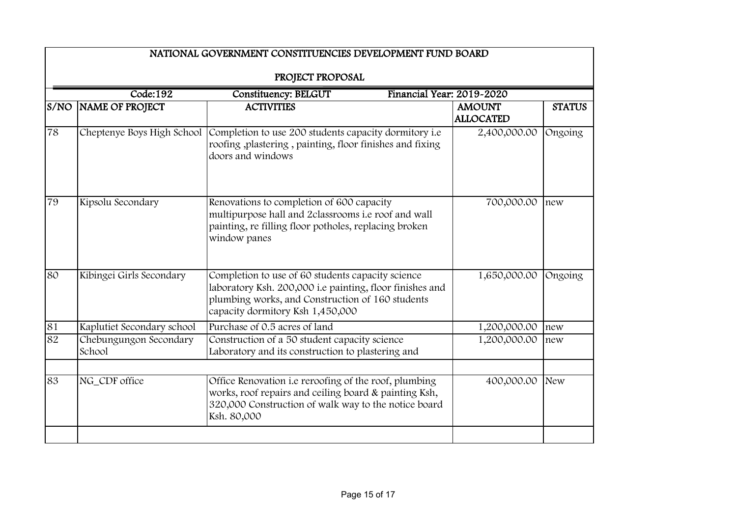# NATIONAL GOVERNMENT CONSTITUENCIES DEVELOPMENT FUND BOARD

## PROJECT PROPOSAL

Code:192 | Constituency: BELGUT | Financial Year: 2019-2020

| S/NO | NAME OF PROJECT | ACTIVITIES | AMOUNT ALLOCATED | STATUS |
|---|---|---|---|---|
| 78 | Cheptenye Boys High School | Completion to use 200 students capacity dormitory i.e roofing ,plastering , painting, floor finishes and fixing doors and windows | 2,400,000.00 | Ongoing |
| 79 | Kipsolu Secondary | Renovations to completion of 600 capacity multipurpose hall and 2classrooms i.e roof and wall painting, re filling floor potholes, replacing broken window panes | 700,000.00 | new |
| 80 | Kibingei Girls Secondary | Completion to use of 60 students capacity science laboratory Ksh. 200,000 i.e painting, floor finishes and plumbing works, and Construction of 160 students capacity dormitory Ksh 1,450,000 | 1,650,000.00 | Ongoing |
| 81 | Kaplutiet Secondary school | Purchase of 0.5 acres of land | 1,200,000.00 | new |
| 82 | Chebungungon Secondary School | Construction of a 50 student capacity science Laboratory and its construction to plastering and | 1,200,000.00 | new |
| | | | | |
| 83 | NG_CDF office | Office Renovation i.e reroofing of the roof, plumbing works, roof repairs and ceiling board & painting Ksh, 320,000 Construction of walk way to the notice board Ksh. 80,000 | 400,000.00 | New |
| | | | | |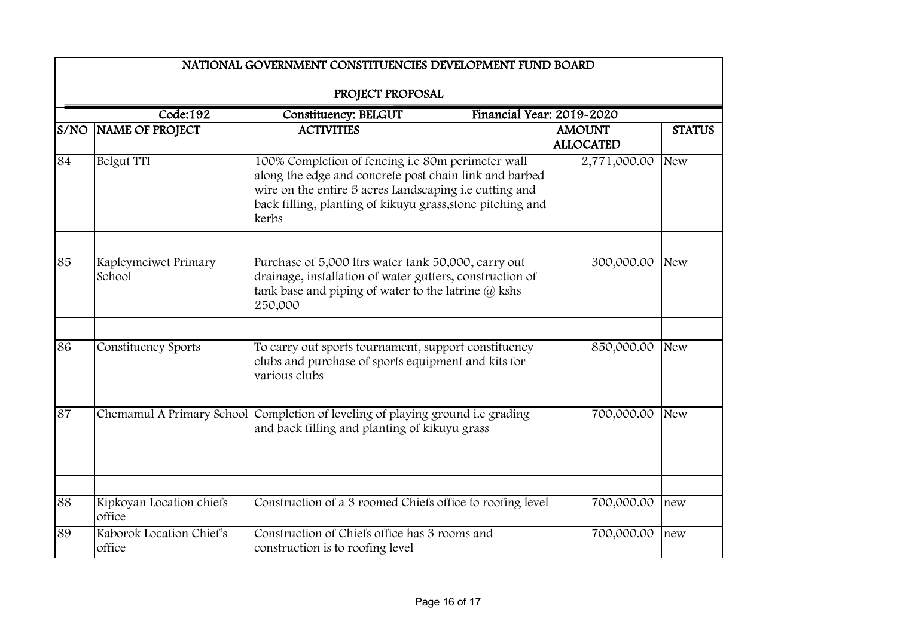# NATIONAL GOVERNMENT CONSTITUENCIES DEVELOPMENT FUND BOARD

## PROJECT PROPOSAL

| Code:192 | | Constituency: BELGUT | Financial Year: 2019-2020 | |
|---|---|---|---|---|
| **S/NO** | **NAME OF PROJECT** | **ACTIVITIES** | **AMOUNT ALLOCATED** | **STATUS** |
| 84 | Belgut TTI | 100% Completion of fencing i.e 80m perimeter wall along the edge and concrete post chain link and barbed wire on the entire 5 acres Landscaping i.e cutting and back filling, planting of kikuyu grass,stone pitching and kerbs | 2,771,000.00 | New |
| | | | | |
| 85 | Kapleymeiwet Primary School | Purchase of 5,000 ltrs water tank 50,000, carry out drainage, installation of water gutters, construction of tank base and piping of water to the latrine @ kshs 250,000 | 300,000.00 | New |
| | | | | |
| 86 | Constituency Sports | To carry out sports tournament, support constituency clubs and purchase of sports equipment and kits for various clubs | 850,000.00 | New |
| 87 | Chemamul A Primary School | Completion of leveling of playing ground i.e grading and back filling and planting of kikuyu grass | 700,000.00 | New |
| | | | | |
| 88 | Kipkoyan Location chiefs office | Construction of a 3 roomed Chiefs office to roofing level | 700,000.00 | new |
| 89 | Kaborok Location Chief's office | Construction of Chiefs office has 3 rooms and construction is to roofing level | 700,000.00 | new |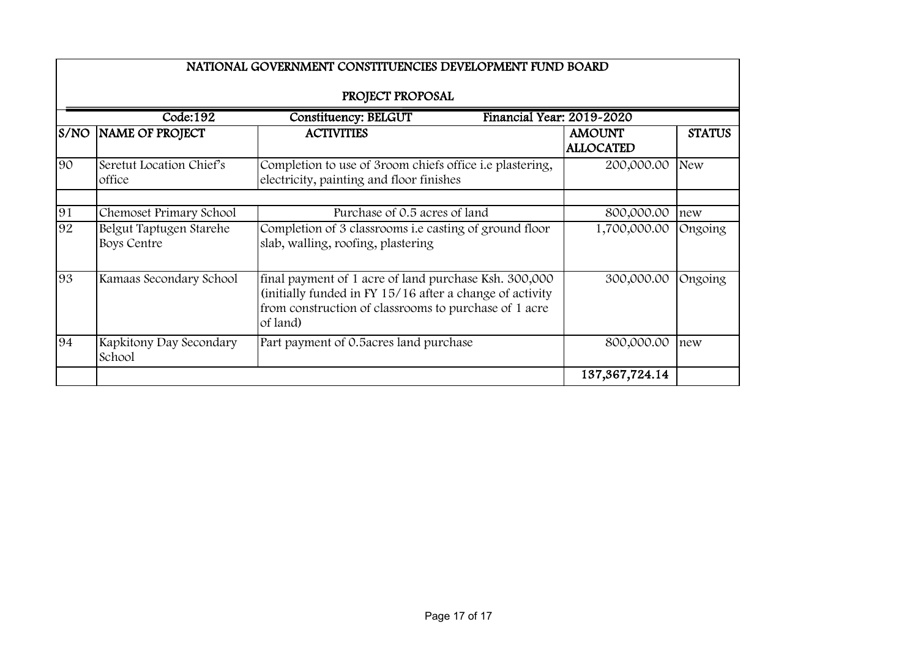## NATIONAL GOVERNMENT CONSTITUENCIES DEVELOPMENT FUND BOARD

### PROJECT PROPOSAL

| Code:192 | | Constituency: BELGUT | Financial Year: 2019-2020 | |
|---|---|---|---|---|
| S/NO | NAME OF PROJECT | ACTIVITIES | AMOUNT ALLOCATED | STATUS |
| 90 | Seretut Location Chief's office | Completion to use of 3room chiefs office i.e plastering, electricity, painting and floor finishes | 200,000.00 | New |
| | | | | |
| 91 | Chemoset Primary School | Purchase of 0.5 acres of land | 800,000.00 | new |
| 92 | Belgut Taptugen Starehe Boys Centre | Completion of 3 classrooms i.e casting of ground floor slab, walling, roofing, plastering | 1,700,000.00 | Ongoing |
| 93 | Kamaas Secondary School | final payment of 1 acre of land purchase Ksh. 300,000 (initially funded in FY 15/16 after a change of activity from construction of classrooms to purchase of 1 acre of land) | 300,000.00 | Ongoing |
| 94 | Kapkitony Day Secondary School | Part payment of 0.5acres land purchase | 800,000.00 | new |
| | | | 137,367,724.14 | |